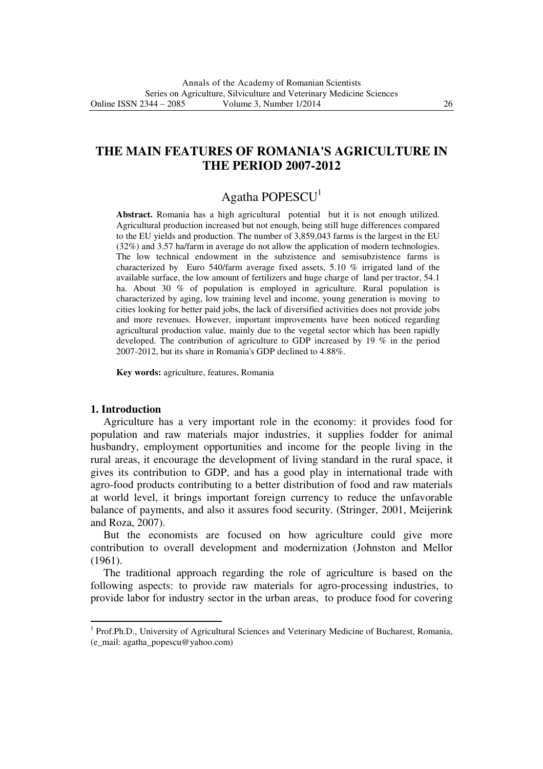# THE MAIN FEATURES OF ROMANIA'S AGRICULTURE IN THE PERIOD 2007-2012

Agatha POPESCU[1]

**Abstract.** Romania has a high agricultural potential but it is not enough utilized. Agricultural production increased but not enough, being still huge differences compared to the EU yields and production. The number of 3,859,043 farms is the largest in the EU (32%) and 3.57 ha/farm in average do not allow the application of modern technologies. The low technical endowment in the subzistence and semisubzistence farms is characterized by Euro 540/farm average fixed assets, 5.10 % irrigated land of the available surface, the low amount of fertilizers and huge charge of land per tractor, 54.1 ha. About 30 % of population is employed in agriculture. Rural population is characterized by aging, low training level and income, young generation is moving to cities looking for better paid jobs, the lack of diversified activities does not provide jobs and more revenues. However, important improvements have been noticed regarding agricultural production value, mainly due to the vegetal sector which has been rapidly developed. The contribution of agriculture to GDP increased by 19 % in the period 2007-2012, but its share in Romania's GDP declined to 4.88%.

**Key words:** agriculture, features, Romania

## 1. Introduction

Agriculture has a very important role in the economy: it provides food for population and raw materials major industries, it supplies fodder for animal husbandry, employment opportunities and income for the people living in the rural areas, it encourage the development of living standard in the rural space, it gives its contribution to GDP, and has a good play in international trade with agro-food products contributing to a better distribution of food and raw materials at world level, it brings important foreign currency to reduce the unfavorable balance of payments, and also it assures food security. (Stringer, 2001, Meijerink and Roza, 2007).

But the economists are focused on how agriculture could give more contribution to overall development and modernization (Johnston and Mellor (1961).

The traditional approach regarding the role of agriculture is based on the following aspects: to provide raw materials for agro-processing industries, to provide labor for industry sector in the urban areas, to produce food for covering

---

[1] Prof.Ph.D., University of Agricultural Sciences and Veterinary Medicine of Bucharest, Romania, (e_mail: agatha_popescu@yahoo.com)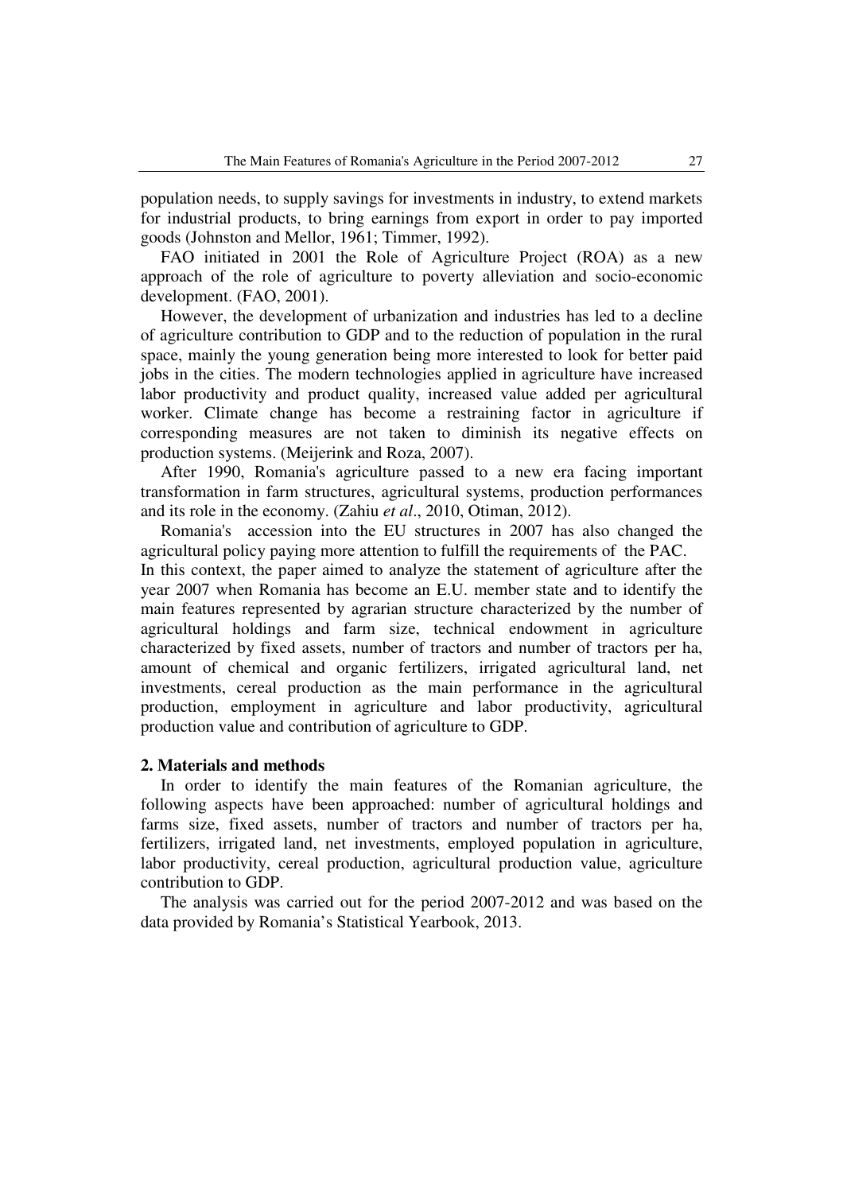population needs, to supply savings for investments in industry, to extend markets for industrial products, to bring earnings from export in order to pay imported goods (Johnston and Mellor, 1961; Timmer, 1992).

FAO initiated in 2001 the Role of Agriculture Project (ROA) as a new approach of the role of agriculture to poverty alleviation and socio-economic development. (FAO, 2001).

However, the development of urbanization and industries has led to a decline of agriculture contribution to GDP and to the reduction of population in the rural space, mainly the young generation being more interested to look for better paid jobs in the cities. The modern technologies applied in agriculture have increased labor productivity and product quality, increased value added per agricultural worker. Climate change has become a restraining factor in agriculture if corresponding measures are not taken to diminish its negative effects on production systems. (Meijerink and Roza, 2007).

After 1990, Romania's agriculture passed to a new era facing important transformation in farm structures, agricultural systems, production performances and its role in the economy. (Zahiu *et al*., 2010, Otiman, 2012).

Romania's accession into the EU structures in 2007 has also changed the agricultural policy paying more attention to fulfill the requirements of the PAC.
In this context, the paper aimed to analyze the statement of agriculture after the year 2007 when Romania has become an E.U. member state and to identify the main features represented by agrarian structure characterized by the number of agricultural holdings and farm size, technical endowment in agriculture characterized by fixed assets, number of tractors and number of tractors per ha, amount of chemical and organic fertilizers, irrigated agricultural land, net investments, cereal production as the main performance in the agricultural production, employment in agriculture and labor productivity, agricultural production value and contribution of agriculture to GDP.

## 2. Materials and methods

In order to identify the main features of the Romanian agriculture, the following aspects have been approached: number of agricultural holdings and farms size, fixed assets, number of tractors and number of tractors per ha, fertilizers, irrigated land, net investments, employed population in agriculture, labor productivity, cereal production, agricultural production value, agriculture contribution to GDP.

The analysis was carried out for the period 2007-2012 and was based on the data provided by Romania's Statistical Yearbook, 2013.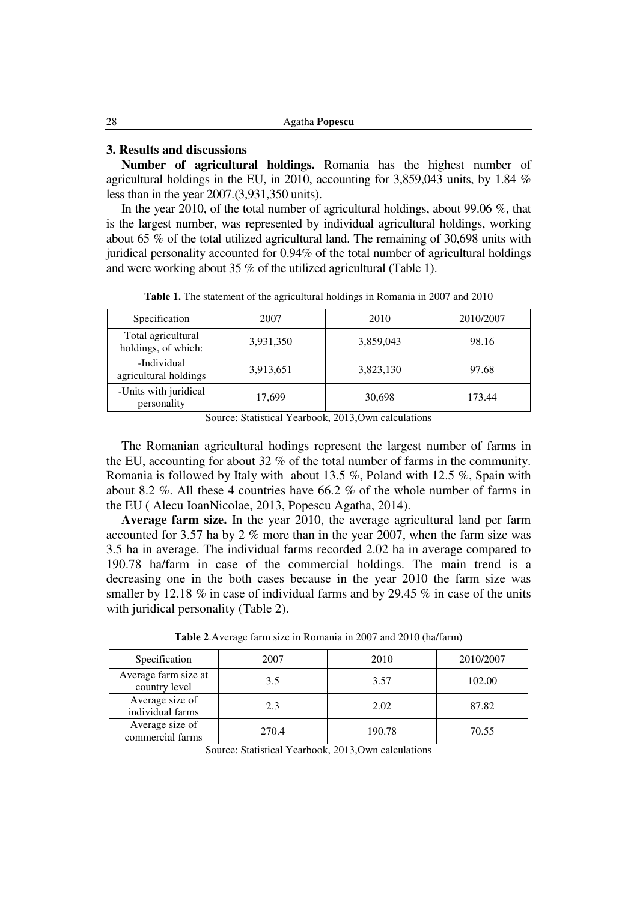## 3. Results and discussions

**Number of agricultural holdings.** Romania has the highest number of agricultural holdings in the EU, in 2010, accounting for 3,859,043 units, by 1.84 % less than in the year 2007.(3,931,350 units).

In the year 2010, of the total number of agricultural holdings, about 99.06 %, that is the largest number, was represented by individual agricultural holdings, working about 65 % of the total utilized agricultural land. The remaining of 30,698 units with juridical personality accounted for 0.94% of the total number of agricultural holdings and were working about 35 % of the utilized agricultural (Table 1).

**Table 1.** The statement of the agricultural holdings in Romania in 2007 and 2010

| Specification | 2007 | 2010 | 2010/2007 |
|---|---|---|---|
| Total agricultural holdings, of which: | 3,931,350 | 3,859,043 | 98.16 |
| -Individual agricultural holdings | 3,913,651 | 3,823,130 | 97.68 |
| -Units with juridical personality | 17,699 | 30,698 | 173.44 |

Source: Statistical Yearbook, 2013,Own calculations

The Romanian agricultural hodings represent the largest number of farms in the EU, accounting for about 32 % of the total number of farms in the community. Romania is followed by Italy with about 13.5 %, Poland with 12.5 %, Spain with about 8.2 %. All these 4 countries have 66.2 % of the whole number of farms in the EU ( Alecu IoanNicolae, 2013, Popescu Agatha, 2014).

**Average farm size.** In the year 2010, the average agricultural land per farm accounted for 3.57 ha by 2 % more than in the year 2007, when the farm size was 3.5 ha in average. The individual farms recorded 2.02 ha in average compared to 190.78 ha/farm in case of the commercial holdings. The main trend is a decreasing one in the both cases because in the year 2010 the farm size was smaller by 12.18 % in case of individual farms and by 29.45 % in case of the units with juridical personality (Table 2).

**Table 2**.Average farm size in Romania in 2007 and 2010 (ha/farm)

| Specification | 2007 | 2010 | 2010/2007 |
|---|---|---|---|
| Average farm size at country level | 3.5 | 3.57 | 102.00 |
| Average size of individual farms | 2.3 | 2.02 | 87.82 |
| Average size of commercial farms | 270.4 | 190.78 | 70.55 |

Source: Statistical Yearbook, 2013,Own calculations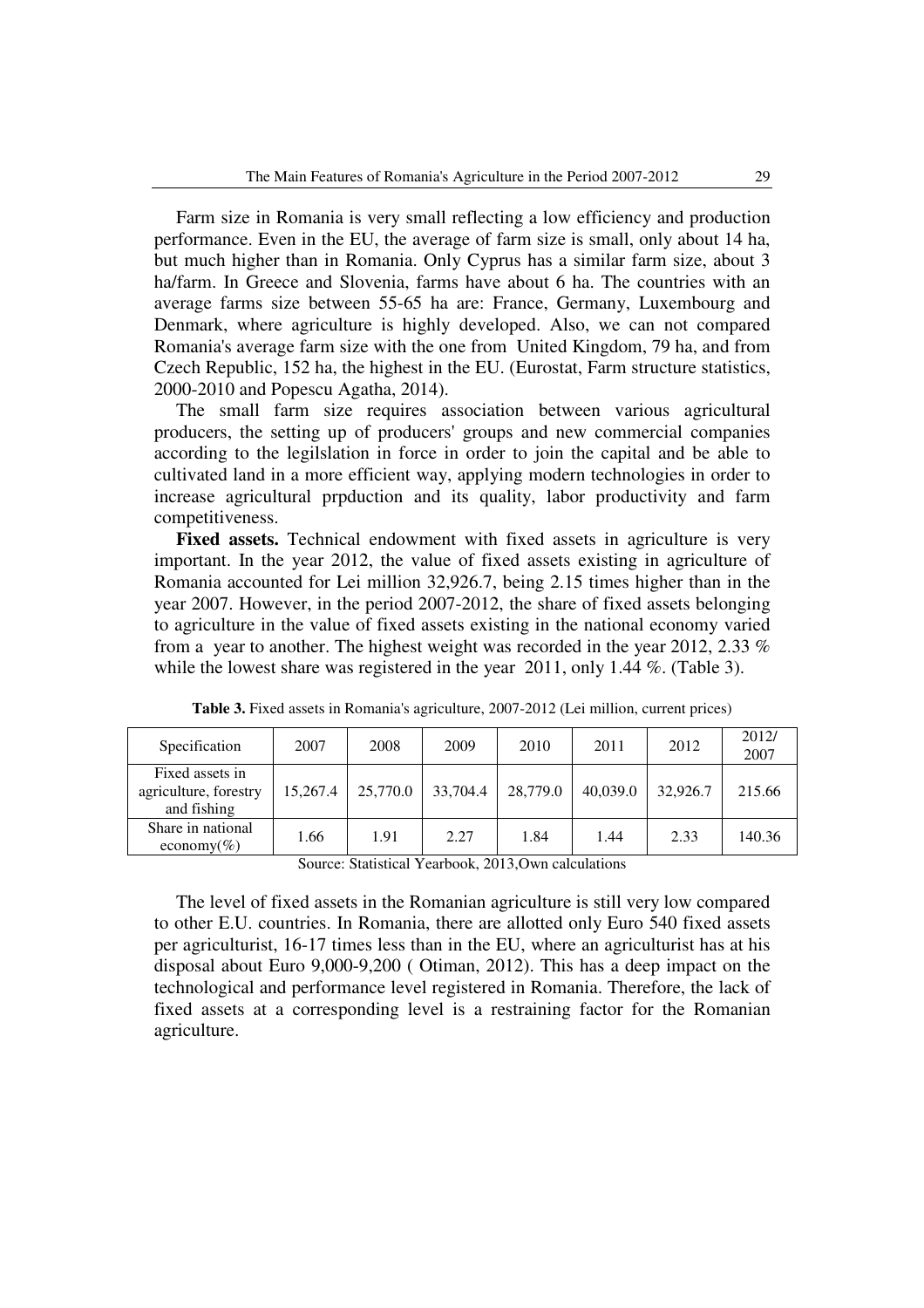Farm size in Romania is very small reflecting a low efficiency and production performance. Even in the EU, the average of farm size is small, only about 14 ha, but much higher than in Romania. Only Cyprus has a similar farm size, about 3 ha/farm. In Greece and Slovenia, farms have about 6 ha. The countries with an average farms size between 55-65 ha are: France, Germany, Luxembourg and Denmark, where agriculture is highly developed. Also, we can not compared Romania's average farm size with the one from United Kingdom, 79 ha, and from Czech Republic, 152 ha, the highest in the EU. (Eurostat, Farm structure statistics, 2000-2010 and Popescu Agatha, 2014).

The small farm size requires association between various agricultural producers, the setting up of producers' groups and new commercial companies according to the legilslation in force in order to join the capital and be able to cultivated land in a more efficient way, applying modern technologies in order to increase agricultural prpduction and its quality, labor productivity and farm competitiveness.

**Fixed assets.** Technical endowment with fixed assets in agriculture is very important. In the year 2012, the value of fixed assets existing in agriculture of Romania accounted for Lei million 32,926.7, being 2.15 times higher than in the year 2007. However, in the period 2007-2012, the share of fixed assets belonging to agriculture in the value of fixed assets existing in the national economy varied from a year to another. The highest weight was recorded in the year 2012, 2.33 % while the lowest share was registered in the year 2011, only 1.44 %. (Table 3).

**Table 3.** Fixed assets in Romania's agriculture, 2007-2012 (Lei million, current prices)

| Specification | 2007 | 2008 | 2009 | 2010 | 2011 | 2012 | 2012/ 2007 |
|---|---|---|---|---|---|---|---|
| Fixed assets in agriculture, forestry and fishing | 15,267.4 | 25,770.0 | 33,704.4 | 28,779.0 | 40,039.0 | 32,926.7 | 215.66 |
| Share in national economy(%) | 1.66 | 1.91 | 2.27 | 1.84 | 1.44 | 2.33 | 140.36 |

Source: Statistical Yearbook, 2013,Own calculations

The level of fixed assets in the Romanian agriculture is still very low compared to other E.U. countries. In Romania, there are allotted only Euro 540 fixed assets per agriculturist, 16-17 times less than in the EU, where an agriculturist has at his disposal about Euro 9,000-9,200 ( Otiman, 2012). This has a deep impact on the technological and performance level registered in Romania. Therefore, the lack of fixed assets at a corresponding level is a restraining factor for the Romanian agriculture.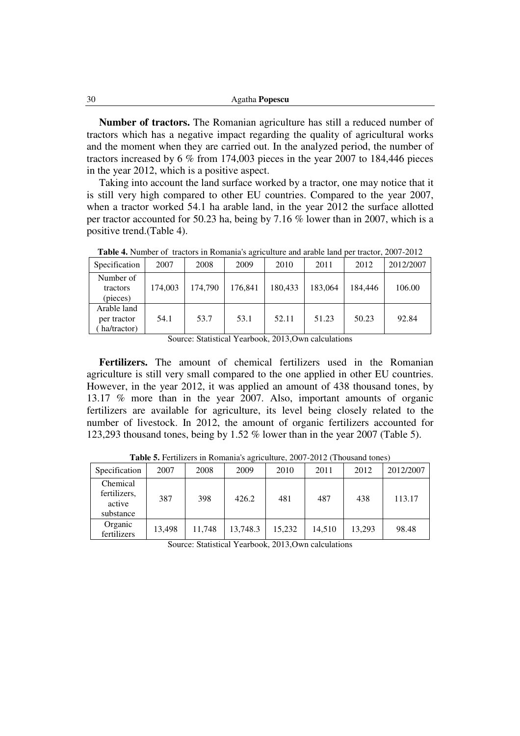**Number of tractors.** The Romanian agriculture has still a reduced number of tractors which has a negative impact regarding the quality of agricultural works and the moment when they are carried out. In the analyzed period, the number of tractors increased by 6 % from 174,003 pieces in the year 2007 to 184,446 pieces in the year 2012, which is a positive aspect.

Taking into account the land surface worked by a tractor, one may notice that it is still very high compared to other EU countries. Compared to the year 2007, when a tractor worked 54.1 ha arable land, in the year 2012 the surface allotted per tractor accounted for 50.23 ha, being by 7.16 % lower than in 2007, which is a positive trend.(Table 4).

**Table 4.** Number of tractors in Romania's agriculture and arable land per tractor, 2007-2012

| Specification | 2007 | 2008 | 2009 | 2010 | 2011 | 2012 | 2012/2007 |
|---|---|---|---|---|---|---|---|
| Number of tractors (pieces) | 174,003 | 174,790 | 176,841 | 180,433 | 183,064 | 184,446 | 106.00 |
| Arable land per tractor ( ha/tractor) | 54.1 | 53.7 | 53.1 | 52.11 | 51.23 | 50.23 | 92.84 |

Source: Statistical Yearbook, 2013,Own calculations

**Fertilizers.** The amount of chemical fertilizers used in the Romanian agriculture is still very small compared to the one applied in other EU countries. However, in the year 2012, it was applied an amount of 438 thousand tones, by 13.17 % more than in the year 2007. Also, important amounts of organic fertilizers are available for agriculture, its level being closely related to the number of livestock. In 2012, the amount of organic fertilizers accounted for 123,293 thousand tones, being by 1.52 % lower than in the year 2007 (Table 5).

**Table 5.** Fertilizers in Romania's agriculture, 2007-2012 (Thousand tones)

| Specification | 2007 | 2008 | 2009 | 2010 | 2011 | 2012 | 2012/2007 |
|---|---|---|---|---|---|---|---|
| Chemical fertilizers, active substance | 387 | 398 | 426.2 | 481 | 487 | 438 | 113.17 |
| Organic fertilizers | 13,498 | 11,748 | 13,748.3 | 15,232 | 14,510 | 13,293 | 98.48 |

Source: Statistical Yearbook, 2013,Own calculations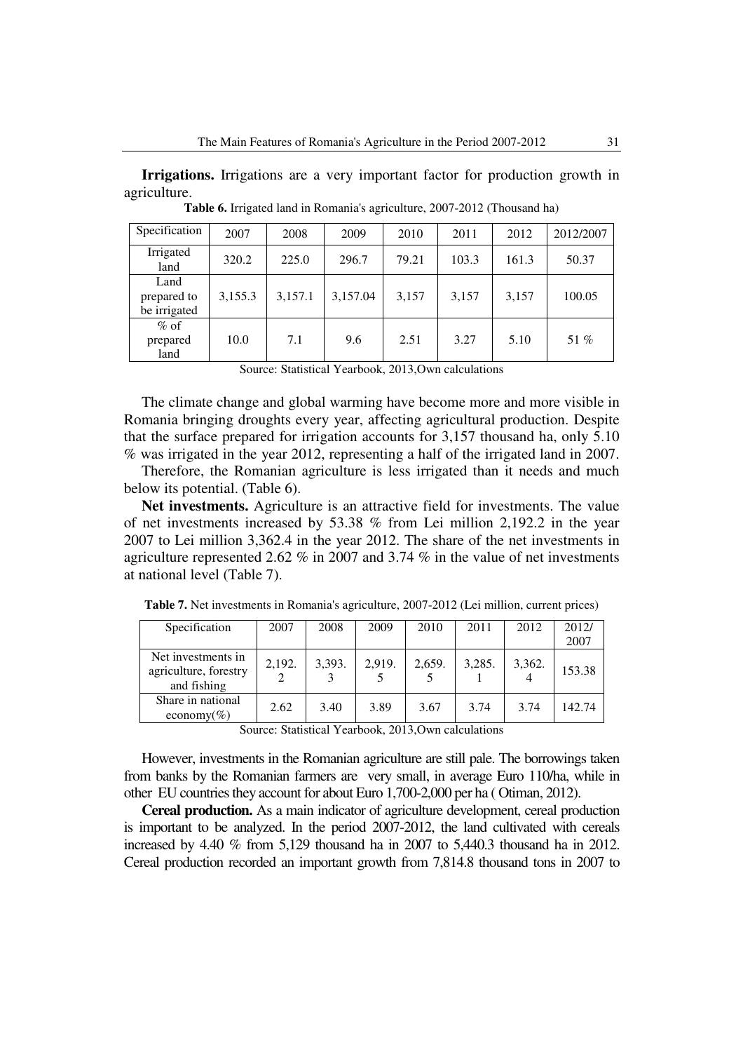**Irrigations.** Irrigations are a very important factor for production growth in agriculture.

**Table 6.** Irrigated land in Romania's agriculture, 2007-2012 (Thousand ha)

| Specification | 2007 | 2008 | 2009 | 2010 | 2011 | 2012 | 2012/2007 |
|---|---|---|---|---|---|---|---|
| Irrigated land | 320.2 | 225.0 | 296.7 | 79.21 | 103.3 | 161.3 | 50.37 |
| Land prepared to be irrigated | 3,155.3 | 3,157.1 | 3,157.04 | 3,157 | 3,157 | 3,157 | 100.05 |
| % of prepared land | 10.0 | 7.1 | 9.6 | 2.51 | 3.27 | 5.10 | 51 % |

Source: Statistical Yearbook, 2013,Own calculations

The climate change and global warming have become more and more visible in Romania bringing droughts every year, affecting agricultural production. Despite that the surface prepared for irrigation accounts for 3,157 thousand ha, only 5.10 % was irrigated in the year 2012, representing a half of the irrigated land in 2007.

Therefore, the Romanian agriculture is less irrigated than it needs and much below its potential. (Table 6).

**Net investments.** Agriculture is an attractive field for investments. The value of net investments increased by 53.38 % from Lei million 2,192.2 in the year 2007 to Lei million 3,362.4 in the year 2012. The share of the net investments in agriculture represented 2.62 % in 2007 and 3.74 % in the value of net investments at national level (Table 7).

**Table 7.** Net investments in Romania's agriculture, 2007-2012 (Lei million, current prices)

| Specification | 2007 | 2008 | 2009 | 2010 | 2011 | 2012 | 2012/ 2007 |
|---|---|---|---|---|---|---|---|
| Net investments in agriculture, forestry and fishing | 2,192.2 | 3,393.3 | 2,919.5 | 2,659.5 | 3,285.1 | 3,362.4 | 153.38 |
| Share in national economy(%) | 2.62 | 3.40 | 3.89 | 3.67 | 3.74 | 3.74 | 142.74 |

Source: Statistical Yearbook, 2013,Own calculations

However, investments in the Romanian agriculture are still pale. The borrowings taken from banks by the Romanian farmers are very small, in average Euro 110/ha, while in other EU countries they account for about Euro 1,700-2,000 per ha ( Otiman, 2012).

**Cereal production.** As a main indicator of agriculture development, cereal production is important to be analyzed. In the period 2007-2012, the land cultivated with cereals increased by 4.40 % from 5,129 thousand ha in 2007 to 5,440.3 thousand ha in 2012. Cereal production recorded an important growth from 7,814.8 thousand tons in 2007 to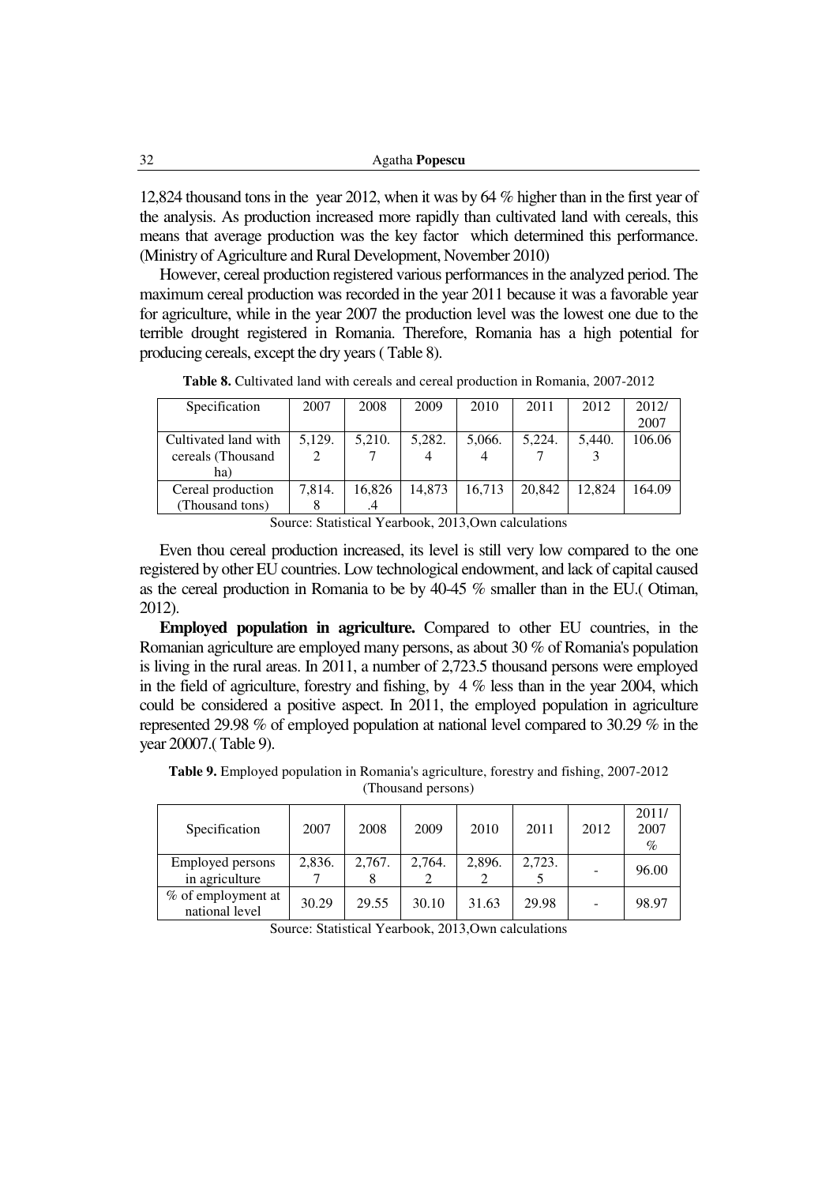12,824 thousand tons in the year 2012, when it was by 64 % higher than in the first year of the analysis. As production increased more rapidly than cultivated land with cereals, this means that average production was the key factor which determined this performance. (Ministry of Agriculture and Rural Development, November 2010)

However, cereal production registered various performances in the analyzed period. The maximum cereal production was recorded in the year 2011 because it was a favorable year for agriculture, while in the year 2007 the production level was the lowest one due to the terrible drought registered in Romania. Therefore, Romania has a high potential for producing cereals, except the dry years ( Table 8).

**Table 8.** Cultivated land with cereals and cereal production in Romania, 2007-2012

| Specification | 2007 | 2008 | 2009 | 2010 | 2011 | 2012 | 2012/ 2007 |
|---|---|---|---|---|---|---|---|
| Cultivated land with cereals (Thousand ha) | 5,129.2 | 5,210.7 | 5,282.4 | 5,066.4 | 5,224.7 | 5,440.3 | 106.06 |
| Cereal production (Thousand tons) | 7,814.8 | 16,826.4 | 14,873 | 16,713 | 20,842 | 12,824 | 164.09 |

Source: Statistical Yearbook, 2013,Own calculations

Even thou cereal production increased, its level is still very low compared to the one registered by other EU countries. Low technological endowment, and lack of capital caused as the cereal production in Romania to be by 40-45 % smaller than in the EU.( Otiman, 2012).

**Employed population in agriculture.** Compared to other EU countries, in the Romanian agriculture are employed many persons, as about 30 % of Romania's population is living in the rural areas. In 2011, a number of 2,723.5 thousand persons were employed in the field of agriculture, forestry and fishing, by 4 % less than in the year 2004, which could be considered a positive aspect. In 2011, the employed population in agriculture represented 29.98 % of employed population at national level compared to 30.29 % in the year 20007.( Table 9).

**Table 9.** Employed population in Romania's agriculture, forestry and fishing, 2007-2012 (Thousand persons)

| Specification | 2007 | 2008 | 2009 | 2010 | 2011 | 2012 | 2011/ 2007 % |
|---|---|---|---|---|---|---|---|
| Employed persons in agriculture | 2,836.7 | 2,767.8 | 2,764.2 | 2,896.2 | 2,723.5 | - | 96.00 |
| % of employment at national level | 30.29 | 29.55 | 30.10 | 31.63 | 29.98 | - | 98.97 |

Source: Statistical Yearbook, 2013,Own calculations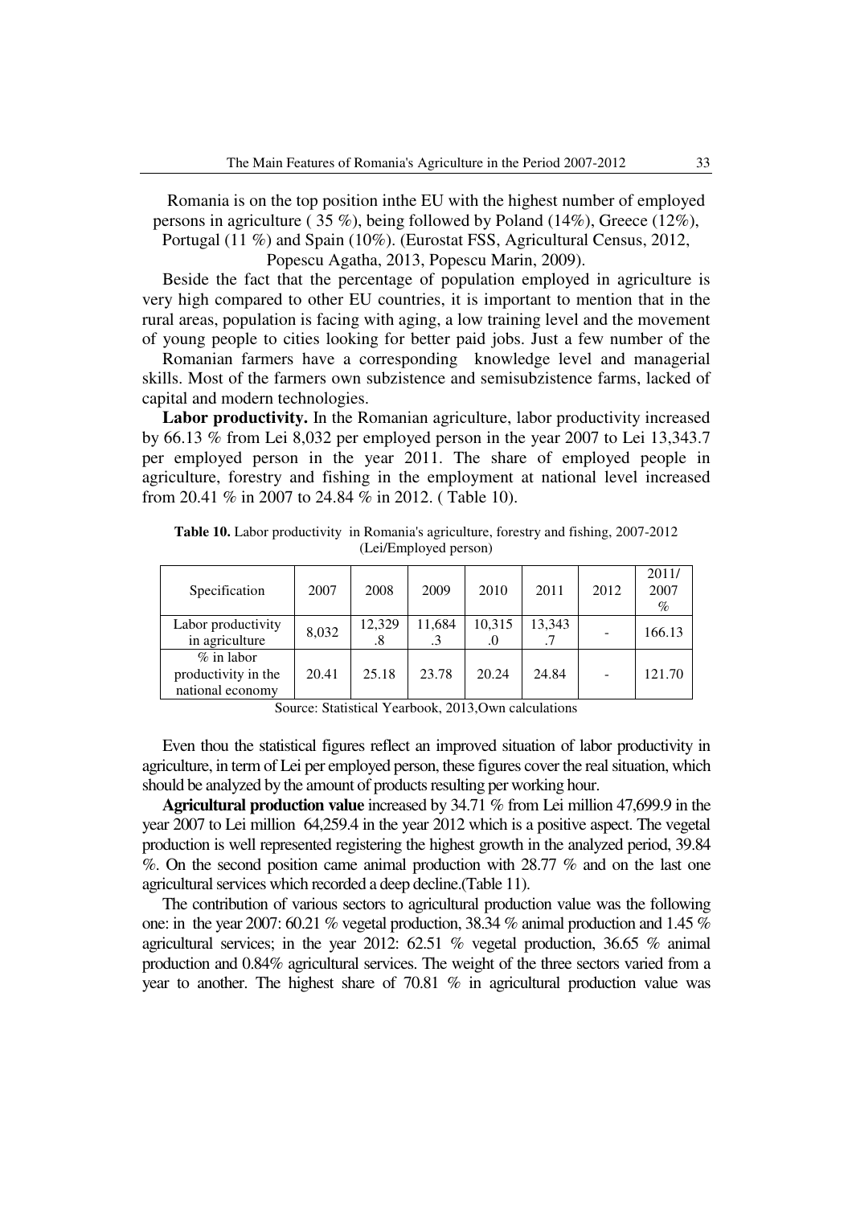Romania is on the top position inthe EU with the highest number of employed persons in agriculture ( 35 %), being followed by Poland (14%), Greece (12%), Portugal (11 %) and Spain (10%). (Eurostat FSS, Agricultural Census, 2012, Popescu Agatha, 2013, Popescu Marin, 2009).

Beside the fact that the percentage of population employed in agriculture is very high compared to other EU countries, it is important to mention that in the rural areas, population is facing with aging, a low training level and the movement of young people to cities looking for better paid jobs. Just a few number of the Romanian farmers have a corresponding knowledge level and managerial skills. Most of the farmers own subzistence and semisubzistence farms, lacked of capital and modern technologies.

**Labor productivity.** In the Romanian agriculture, labor productivity increased by 66.13 % from Lei 8,032 per employed person in the year 2007 to Lei 13,343.7 per employed person in the year 2011. The share of employed people in agriculture, forestry and fishing in the employment at national level increased from 20.41 % in 2007 to 24.84 % in 2012. ( Table 10).

**Table 10.** Labor productivity in Romania's agriculture, forestry and fishing, 2007-2012 (Lei/Employed person)

| Specification | 2007 | 2008 | 2009 | 2010 | 2011 | 2012 | 2011/ 2007 % |
|---|---|---|---|---|---|---|---|
| Labor productivity in agriculture | 8,032 | 12,329.8 | 11,684.3 | 10,315.0 | 13,343.7 | - | 166.13 |
| % in labor productivity in the national economy | 20.41 | 25.18 | 23.78 | 20.24 | 24.84 | - | 121.70 |

Source: Statistical Yearbook, 2013,Own calculations

Even thou the statistical figures reflect an improved situation of labor productivity in agriculture, in term of Lei per employed person, these figures cover the real situation, which should be analyzed by the amount of products resulting per working hour.

**Agricultural production value** increased by 34.71 % from Lei million 47,699.9 in the year 2007 to Lei million 64,259.4 in the year 2012 which is a positive aspect. The vegetal production is well represented registering the highest growth in the analyzed period, 39.84 %. On the second position came animal production with 28.77 % and on the last one agricultural services which recorded a deep decline.(Table 11).

The contribution of various sectors to agricultural production value was the following one: in the year 2007: 60.21 % vegetal production, 38.34 % animal production and 1.45 % agricultural services; in the year 2012: 62.51 % vegetal production, 36.65 % animal production and 0.84% agricultural services. The weight of the three sectors varied from a year to another. The highest share of 70.81 % in agricultural production value was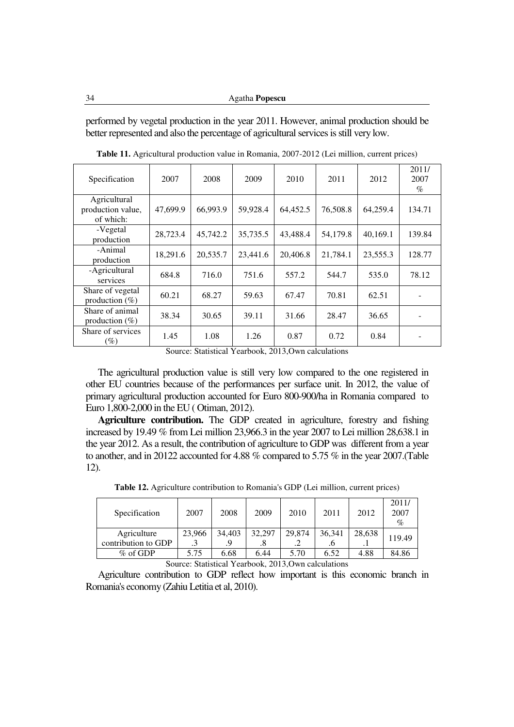performed by vegetal production in the year 2011. However, animal production should be better represented and also the percentage of agricultural services is still very low.

**Table 11.** Agricultural production value in Romania, 2007-2012 (Lei million, current prices)

| Specification | 2007 | 2008 | 2009 | 2010 | 2011 | 2012 | 2011/ 2007 % |
|---|---|---|---|---|---|---|---|
| Agricultural production value, of which: | 47,699.9 | 66,993.9 | 59,928.4 | 64,452.5 | 76,508.8 | 64,259.4 | 134.71 |
| -Vegetal production | 28,723.4 | 45,742.2 | 35,735.5 | 43,488.4 | 54,179.8 | 40,169.1 | 139.84 |
| -Animal production | 18,291.6 | 20,535.7 | 23,441.6 | 20,406.8 | 21,784.1 | 23,555.3 | 128.77 |
| -Agricultural services | 684.8 | 716.0 | 751.6 | 557.2 | 544.7 | 535.0 | 78.12 |
| Share of vegetal production (%) | 60.21 | 68.27 | 59.63 | 67.47 | 70.81 | 62.51 | - |
| Share of animal production (%) | 38.34 | 30.65 | 39.11 | 31.66 | 28.47 | 36.65 | - |
| Share of services (%) | 1.45 | 1.08 | 1.26 | 0.87 | 0.72 | 0.84 | - |

Source: Statistical Yearbook, 2013,Own calculations

The agricultural production value is still very low compared to the one registered in other EU countries because of the performances per surface unit. In 2012, the value of primary agricultural production accounted for Euro 800-900/ha in Romania compared to Euro 1,800-2,000 in the EU ( Otiman, 2012).

**Agriculture contribution.** The GDP created in agriculture, forestry and fishing increased by 19.49 % from Lei million 23,966.3 in the year 2007 to Lei million 28,638.1 in the year 2012. As a result, the contribution of agriculture to GDP was different from a year to another, and in 20122 accounted for 4.88 % compared to 5.75 % in the year 2007.(Table 12).

**Table 12.** Agriculture contribution to Romania's GDP (Lei million, current prices)

| Specification | 2007 | 2008 | 2009 | 2010 | 2011 | 2012 | 2011/ 2007 % |
|---|---|---|---|---|---|---|---|
| Agriculture contribution to GDP | 23,966 .3 | 34,403 .9 | 32,297 .8 | 29,874 .2 | 36,341 .6 | 28,638 .1 | 119.49 |
| % of GDP | 5.75 | 6.68 | 6.44 | 5.70 | 6.52 | 4.88 | 84.86 |

Source: Statistical Yearbook, 2013,Own calculations

Agriculture contribution to GDP reflect how important is this economic branch in Romania's economy (Zahiu Letitia et al, 2010).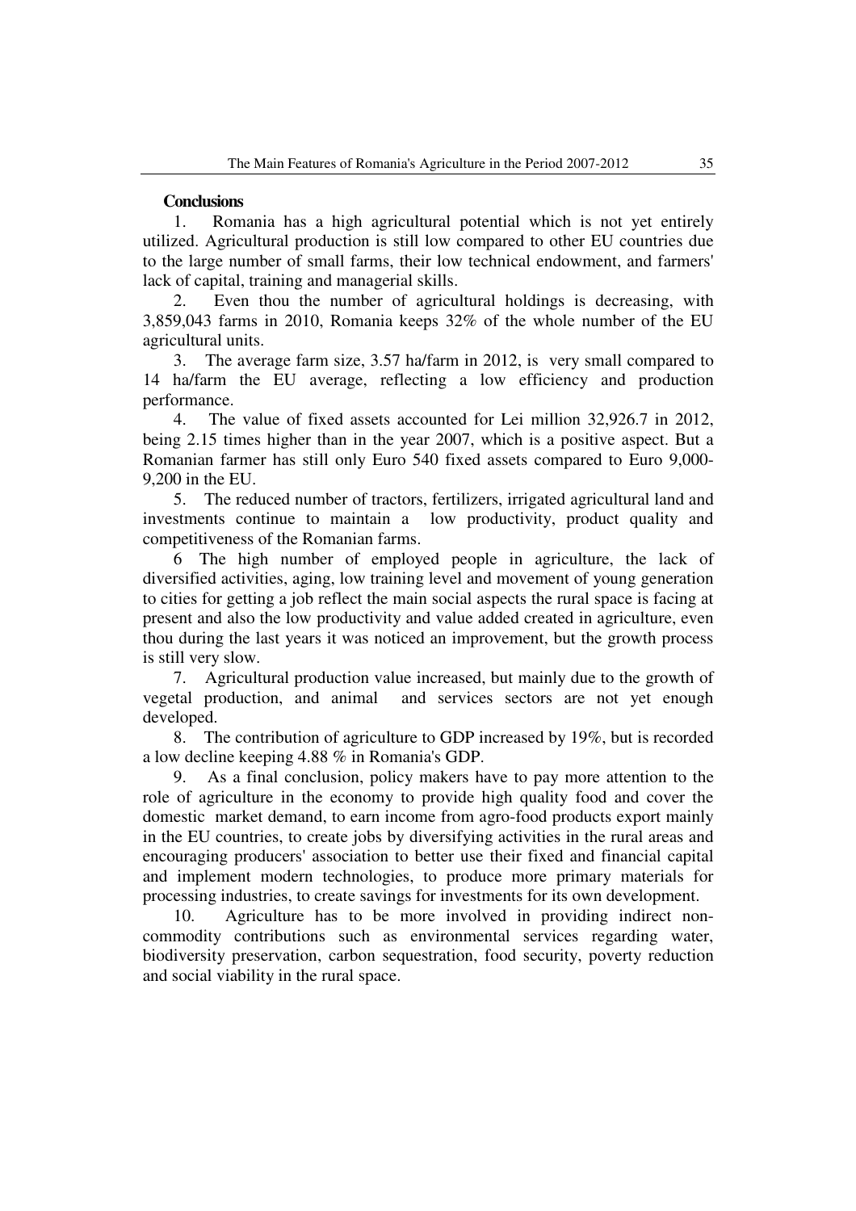**Conclusions**

1. Romania has a high agricultural potential which is not yet entirely utilized. Agricultural production is still low compared to other EU countries due to the large number of small farms, their low technical endowment, and farmers' lack of capital, training and managerial skills.

2. Even thou the number of agricultural holdings is decreasing, with 3,859,043 farms in 2010, Romania keeps 32% of the whole number of the EU agricultural units.

3. The average farm size, 3.57 ha/farm in 2012, is very small compared to 14 ha/farm the EU average, reflecting a low efficiency and production performance.

4. The value of fixed assets accounted for Lei million 32,926.7 in 2012, being 2.15 times higher than in the year 2007, which is a positive aspect. But a Romanian farmer has still only Euro 540 fixed assets compared to Euro 9,000-9,200 in the EU.

5. The reduced number of tractors, fertilizers, irrigated agricultural land and investments continue to maintain a low productivity, product quality and competitiveness of the Romanian farms.

6 The high number of employed people in agriculture, the lack of diversified activities, aging, low training level and movement of young generation to cities for getting a job reflect the main social aspects the rural space is facing at present and also the low productivity and value added created in agriculture, even thou during the last years it was noticed an improvement, but the growth process is still very slow.

7. Agricultural production value increased, but mainly due to the growth of vegetal production, and animal and services sectors are not yet enough developed.

8. The contribution of agriculture to GDP increased by 19%, but is recorded a low decline keeping 4.88 % in Romania's GDP.

9. As a final conclusion, policy makers have to pay more attention to the role of agriculture in the economy to provide high quality food and cover the domestic market demand, to earn income from agro-food products export mainly in the EU countries, to create jobs by diversifying activities in the rural areas and encouraging producers' association to better use their fixed and financial capital and implement modern technologies, to produce more primary materials for processing industries, to create savings for investments for its own development.

10. Agriculture has to be more involved in providing indirect non-commodity contributions such as environmental services regarding water, biodiversity preservation, carbon sequestration, food security, poverty reduction and social viability in the rural space.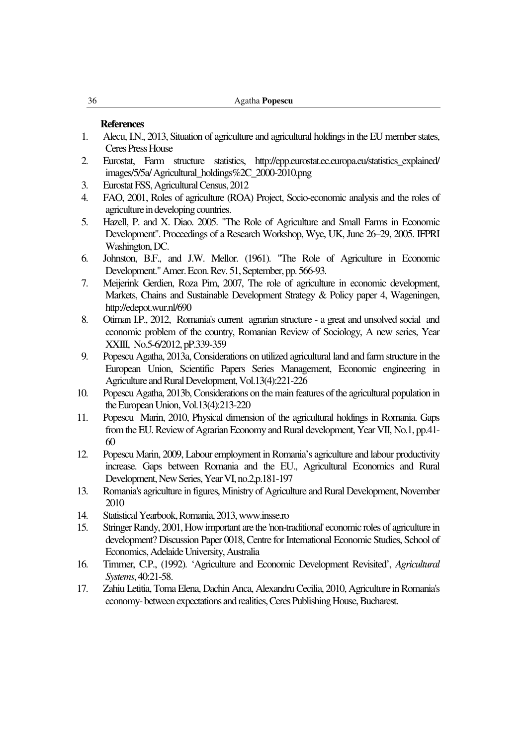**References**

1. Alecu, I.N., 2013, Situation of agriculture and agricultural holdings in the EU member states, Ceres Press House
2. Eurostat, Farm structure statistics, http://epp.eurostat.ec.europa.eu/statistics_explained/images/5/5a/ Agricultural_holdings%2C_2000-2010.png
3. Eurostat FSS, Agricultural Census, 2012
4. FAO, 2001, Roles of agriculture (ROA) Project, Socio-economic analysis and the roles of agriculture in developing countries.
5. Hazell, P. and X. Diao. 2005. "The Role of Agriculture and Small Farms in Economic Development". Proceedings of a Research Workshop, Wye, UK, June 26–29, 2005. IFPRI Washington, DC.
6. Johnston, B.F., and J.W. Mellor. (1961). "The Role of Agriculture in Economic Development." Amer. Econ. Rev. 51, September, pp. 566-93.
7. Meijerink Gerdien, Roza Pim, 2007, The role of agriculture in economic development, Markets, Chains and Sustainable Development Strategy & Policy paper 4, Wageningen, http://edepot.wur.nl/690
8. Otiman I.P., 2012, Romania's current agrarian structure - a great and unsolved social and economic problem of the country, Romanian Review of Sociology, A new series, Year XXIII, No.5-6/2012, pP.339-359
9. Popescu Agatha, 2013a, Considerations on utilized agricultural land and farm structure in the European Union, Scientific Papers Series Management, Economic engineering in Agriculture and Rural Development, Vol.13(4):221-226
10. Popescu Agatha, 2013b, Considerations on the main features of the agricultural population in the European Union, Vol.13(4):213-220
11. Popescu Marin, 2010, Physical dimension of the agricultural holdings in Romania. Gaps from the EU. Review of Agrarian Economy and Rural development, Year VII, No.1, pp.41-60
12. Popescu Marin, 2009, Labour employment in Romania's agriculture and labour productivity increase. Gaps between Romania and the EU., Agricultural Economics and Rural Development, New Series, Year VI, no.2,p.181-197
13. Romania's agriculture in figures, Ministry of Agriculture and Rural Development, November 2010
14. Statistical Yearbook, Romania, 2013, www.insse.ro
15. Stringer Randy, 2001, How important are the 'non-traditional' economic roles of agriculture in development? Discussion Paper 0018, Centre for International Economic Studies, School of Economics, Adelaide University, Australia
16. Timmer, C.P., (1992). 'Agriculture and Economic Development Revisited', *Agricultural Systems*, 40:21-58.
17. Zahiu Letitia, Toma Elena, Dachin Anca, Alexandru Cecilia, 2010, Agriculture in Romania's economy- between expectations and realities, Ceres Publishing House, Bucharest.